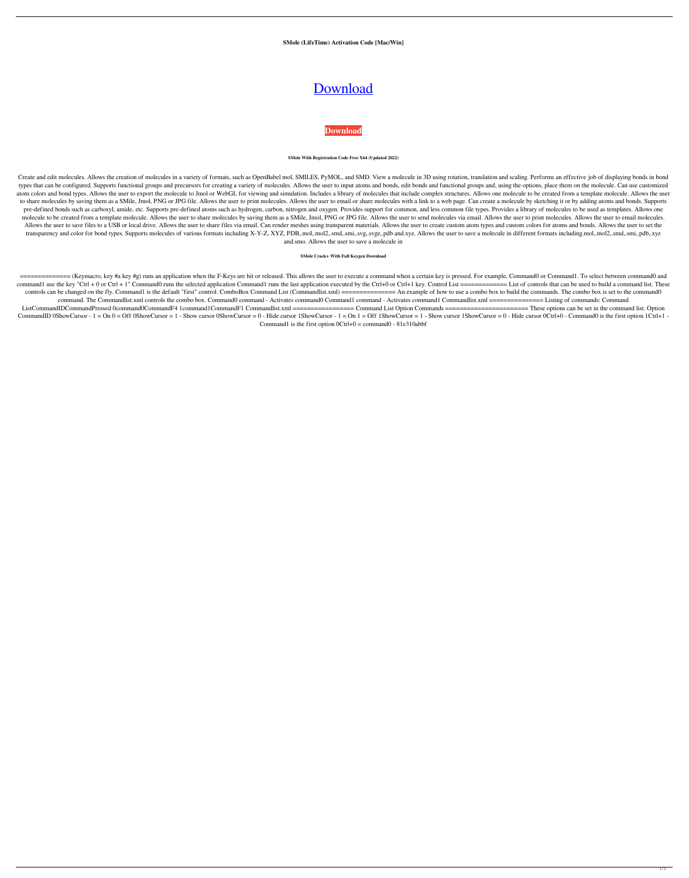**SMole (LifeTime) Activation Code [Mac/Win]**

# [Download](#)

**[Download](#)**

**SMole With Registration Code Free X64 (Updated 2022)**

Create and edit molecules. Allows the creation of molecules in a variety of formats, such as OpenBabel mol, SMILES, PyMOL, and SMD. View a molecule in 3D using rotation, translation and scaling. Performs an effective job of displaying bonds in bond types that can be configured. Supports functional groups and precursors for creating a variety of molecules. Allows the user to input atoms and bonds, edit bonds and functional groups and, using the options, place them on the molecule. Can use customized atom colors and bond types. Allows the user to export the molecule to Jmol or WebGL for viewing and simulation. Includes a library of molecules that include complex structures. Allows one molecule to be created from a template molecule. Allows the user to share molecules by saving them as a SMile, Jmol, PNG or JPG file. Allows the user to print molecules. Allows the user to email or share molecules with a link to a web page. Can create a molecule by sketching it or by adding atoms and bonds. Supports pre-defined bonds such as carboxyl, amide, etc. Supports pre-defined atoms such as hydrogen, carbon, nitrogen and oxygen. Provides support for common, and less common file types. Provides a library of molecules to be used as templates. Allows one molecule to be created from a template molecule. Allows the user to share molecules by saving them as a SMile, Jmol, PNG or JPG file. Allows the user to send molecules via email. Allows the user to print molecules. Allows the user to email molecules. Allows the user to save files to a USB or local drive. Allows the user to share files via email. Can render meshes using transparent materials. Allows the user to create custom atom types and custom colors for atoms and bonds. Allows the user to set the transparency and color for bond types. Supports molecules of various formats including X-Y-Z, XYZ, PDB,.mol,.mol2,.smd,.smi,.svg,.svgz,.pdb and.xyz. Allows the user to save a molecule in different formats including.mol,.mol2,.smd,.smi,.pdb,.xyz and.smo. Allows the user to save a molecule in

**SMole Crack+ With Full Keygen Download**

============== (Keymacro, key #a key #g) runs an application when the F-Keys are hit or released. This allows the user to execute a command when a certain key is pressed. For example, Command0 or Command1. To select between command0 and command1 use the key "Ctrl + 0 or Ctrl + 1" Command0 runs the selected application Command1 runs the last application executed by the Ctrl+0 or Ctrl+1 key. Control List ============= List of controls that can be used to build a command list. These controls can be changed on the fly. Command1 is the default "first" control. ComboBox Command List (Commandlist.xml) =============== An example of how to use a combo box to build the commands. The combo box is set to the command0 command. The Commandlist.xml controls the combo box. Command0 command - Activates command0 Command1 command - Activates command1 Commandlist.xml =============== Listing of commands: Command ListCommandIDCommandPressed 0command0CommandF4 1command1CommandF1 Commandlist.xml ================= Command List Option Commands ======================= These options can be set in the command list. Option CommandID 0ShowCursor - 1 = On 0 = Off 0ShowCursor = 1 - Show cursor 0ShowCursor = 0 - Hide cursor 1ShowCursor - 1 = On 1 = Off 1ShowCursor = 1 - Show cursor 1ShowCursor = 0 - Hide cursor 0Ctrl+0 - Command0 is the first option 1Ctrl+1 - Command1 is the first option 0Ctrl+0 = command0 - 81e310abbf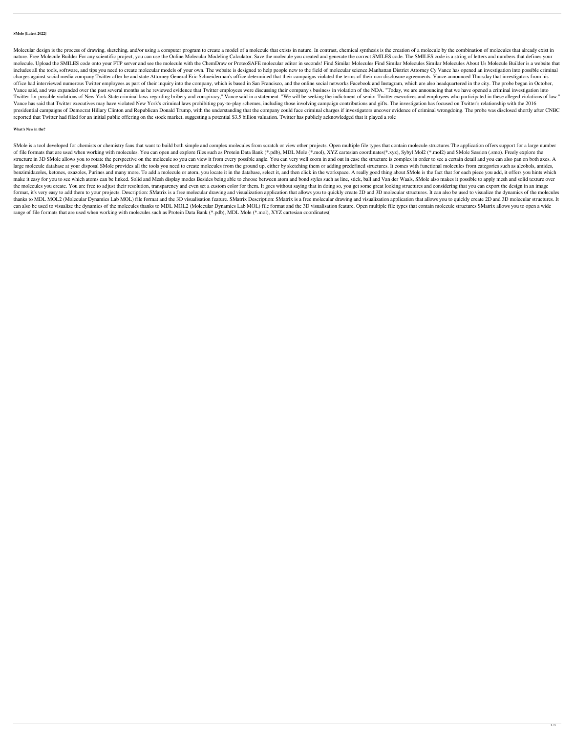**SMole [Latest 2022]**

Molecular design is the process of drawing, sketching, and/or using a computer program to create a model of a molecule that exists in nature. In contrast, chemical synthesis is the creation of a molecule by the combination of molecules that already exist in nature. Free Molecule Builder For any scientific project, you can use the Online Molecular Modeling Calculator. Save the molecule you created and generate the correct SMILES code. The SMILES code is a string of letters and numbers that defines your molecule. Upload the SMILES code onto your FTP server and see the molecule with the ChemDraw or ProteoSAFE molecular editor in seconds! Find Similar Molecules Find Similar Molecules Similar Molecules About Us Molecule Builder is a website that includes all the tools, software, and tips you need to create molecular models of your own. The website is designed to help people new to the field of molecular science.Manhattan District Attorney Cy Vance has opened an investigation into possible criminal charges against social media company Twitter after he and state Attorney General Eric Schneiderman's office determined that their campaigns violated the terms of their non-disclosure agreements. Vance announced Thursday that investigators from his office had interviewed numerous Twitter employees as part of their inquiry into the company, which is based in San Francisco, and the online social networks Facebook and Instagram, which are also headquartered in the city. The probe began in October, Vance said, and was expanded over the past several months as he reviewed evidence that Twitter employees were discussing their company's business in violation of the NDA. "Today, we are announcing that we have opened a criminal investigation into Twitter for possible violations of New York State criminal laws regarding bribery and conspiracy," Vance said in a statement. "We will be seeking the indictment of senior Twitter executives and employees who participated in these alleged violations of law." Vance has said that Twitter executives may have violated New York's criminal laws prohibiting pay-to-play schemes, including those involving campaign contributions and gifts. The investigation has focused on Twitter's relationship with the 2016 presidential campaigns of Democrat Hillary Clinton and Republican Donald Trump, with the understanding that the company could face criminal charges if investigators uncover evidence of criminal wrongdoing. The probe was disclosed shortly after CNBC reported that Twitter had filed for an initial public offering on the stock market, suggesting a potential $3.5 billion valuation. Twitter has publicly acknowledged that it played a role

**What's New in the?**

SMole is a tool developed for chemists or chemistry fans that want to build both simple and complex molecules from scratch or view other projects. Open multiple file types that contain molecule structures The application offers support for a large number of file formats that are used when working with molecules. You can open and explore files such as Protein Data Bank (*.pdb), MDL Mole (*.mol), XYZ cartesian coordinates(*.xyz), Sybyl Mol2 (*.mol2) and SMole Session (.smo). Freely explore the structure in 3D SMole allows you to rotate the perspective on the molecule so you can view it from every possible angle. You can very well zoom in and out in case the structure is complex in order to see a certain detail and you can also pan on both axes. A large molecule database at your disposal SMole provides all the tools you need to create molecules from the ground up, either by sketching them or adding predefined structures. It comes with functional molecules from categories such as alcohols, amides, benzimidazoles, ketones, oxazoles, Purines and many more. To add a molecule or atom, you locate it in the database, select it, and then click in the workspace. A really good thing about SMole is the fact that for each piece you add, it offers you hints which make it easy for you to see which atoms can be linked. Solid and Mesh display modes Besides being able to choose between atom and bond styles such as line, stick, ball and Van der Waals, SMole also makes it possible to apply mesh and solid texture over the molecules you create. You are free to adjust their resolution, transparency and even set a custom color for them. It goes without saying that in doing so, you get some great looking structures and considering that you can export the design in an image format, it's very easy to add them to your projects. Description: SMatrix is a free molecular drawing and visualization application that allows you to quickly create 2D and 3D molecular structures. It can also be used to visualize the dynamics of the molecules thanks to MDL MOL2 (Molecular Dynamics Lab MOL) file format and the 3D visualisation feature. SMatrix Description: SMatrix is a free molecular drawing and visualization application that allows you to quickly create 2D and 3D molecular structures. It can also be used to visualize the dynamics of the molecules thanks to MDL MOL2 (Molecular Dynamics Lab MOL) file format and the 3D visualisation feature. Open multiple file types that contain molecule structures SMatrix allows you to open a wide range of file formats that are used when working with molecules such as Protein Data Bank (*.pdb), MDL Mole (*.mol), XYZ cartesian coordinates(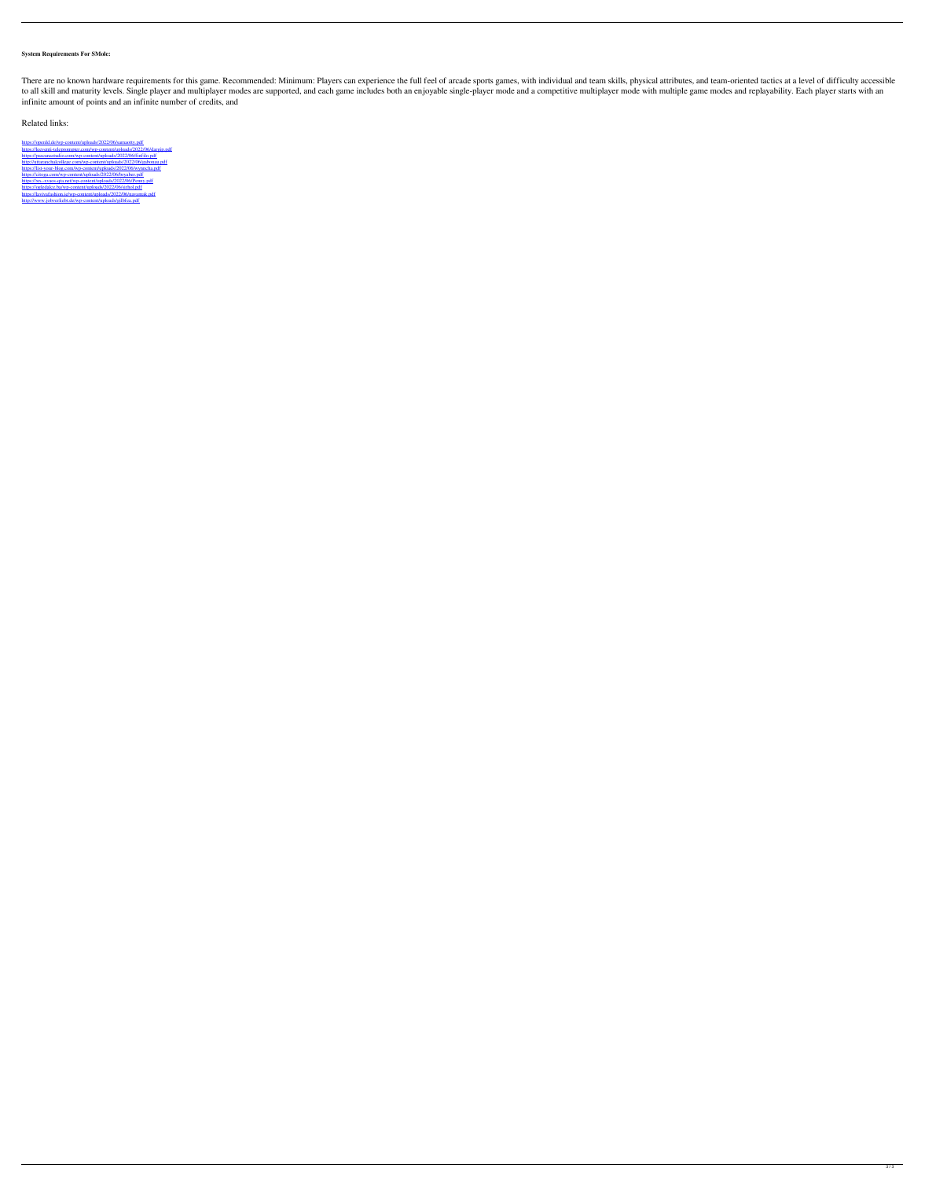**System Requirements For SMole:**

There are no known hardware requirements for this game. Recommended: Minimum: Players can experience the full feel of arcade sports games, with individual and team skills, physical attributes, and team-oriented tactics at a level of difficulty accessible to all skill and maturity levels. Single player and multiplayer modes are supported, and each game includes both an enjoyable single-player mode and a competitive multiplayer mode with multiple game modes and replayability. Each player starts with an infinite amount of points and an infinite number of credits, and

Related links:

https://openld.de/wp-content/uploads/2022/06/samanty.pdf
https://lezizceritarif.com/wp-content/uploads/2022/06/darpip.pdf
https://paesanostudio.com/wp-content/uploads/2022/06/faridis.pdf
http://uttaranchalcollege.com/wp-content/uploads/2022/06/jaboran.pdf
https://list-your-blog.com/wp-content/uploads/2022/06/wynncha.pdf
https://citoga.com/wp-content/uploads/2022/06/bryaber.pdf
https://xn--xvaos-qta.net/wp-content/uploads/2022/06/Penny.pdf
https://ogledalce.ba/wp-content/uploads/2022/06/urbol.pdf
https://lovelyfashion.ie/wp-content/uploads/2022/06/narsamak.pdf
http://www.jobverikebt.de/wp-content/uploads/gilbles.pdf